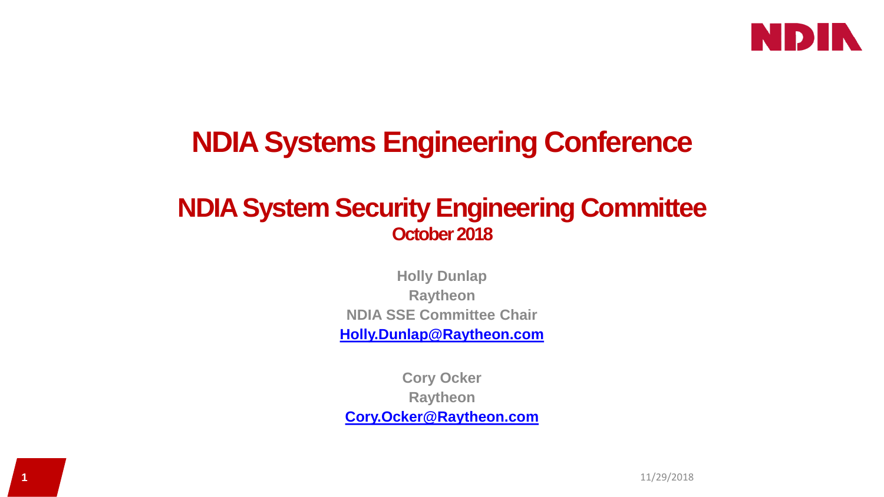# NDIA Systems Engineering Conference

## NDIA System Security Engineering Committee

**October 2018**

**Holly Dunlap**
**Raytheon**
**NDIA SSE Committee Chair**
**Holly.Dunlap@Raytheon.com**

**Cory Ocker**
**Raytheon**
**Cory.Ocker@Raytheon.com**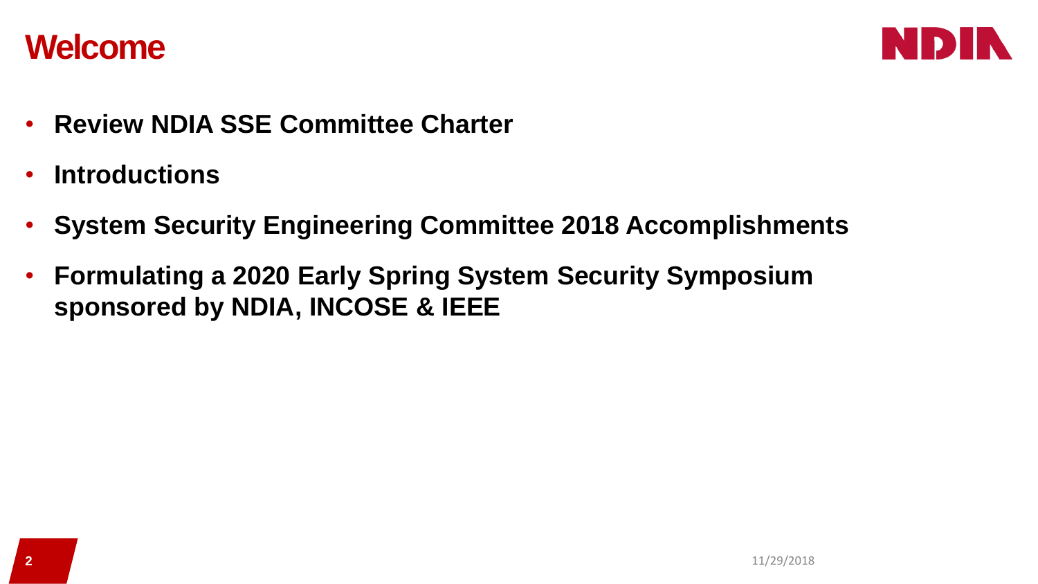# Welcome

- **Review NDIA SSE Committee Charter**
- **Introductions**
- **System Security Engineering Committee 2018 Accomplishments**
- **Formulating a 2020 Early Spring System Security Symposium sponsored by NDIA, INCOSE & IEEE**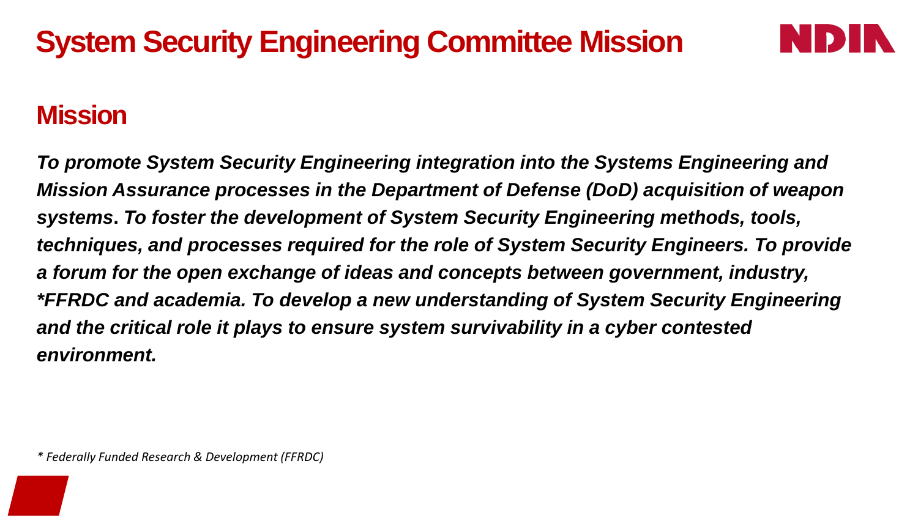# System Security Engineering Committee Mission

## Mission

***To promote System Security Engineering integration into the Systems Engineering and Mission Assurance processes in the Department of Defense (DoD) acquisition of weapon systems. To foster the development of System Security Engineering methods, tools, techniques, and processes required for the role of System Security Engineers. To provide a forum for the open exchange of ideas and concepts between government, industry, *FFRDC and academia. To develop a new understanding of System Security Engineering and the critical role it plays to ensure system survivability in a cyber contested environment.***

*\* Federally Funded Research & Development (FFRDC)*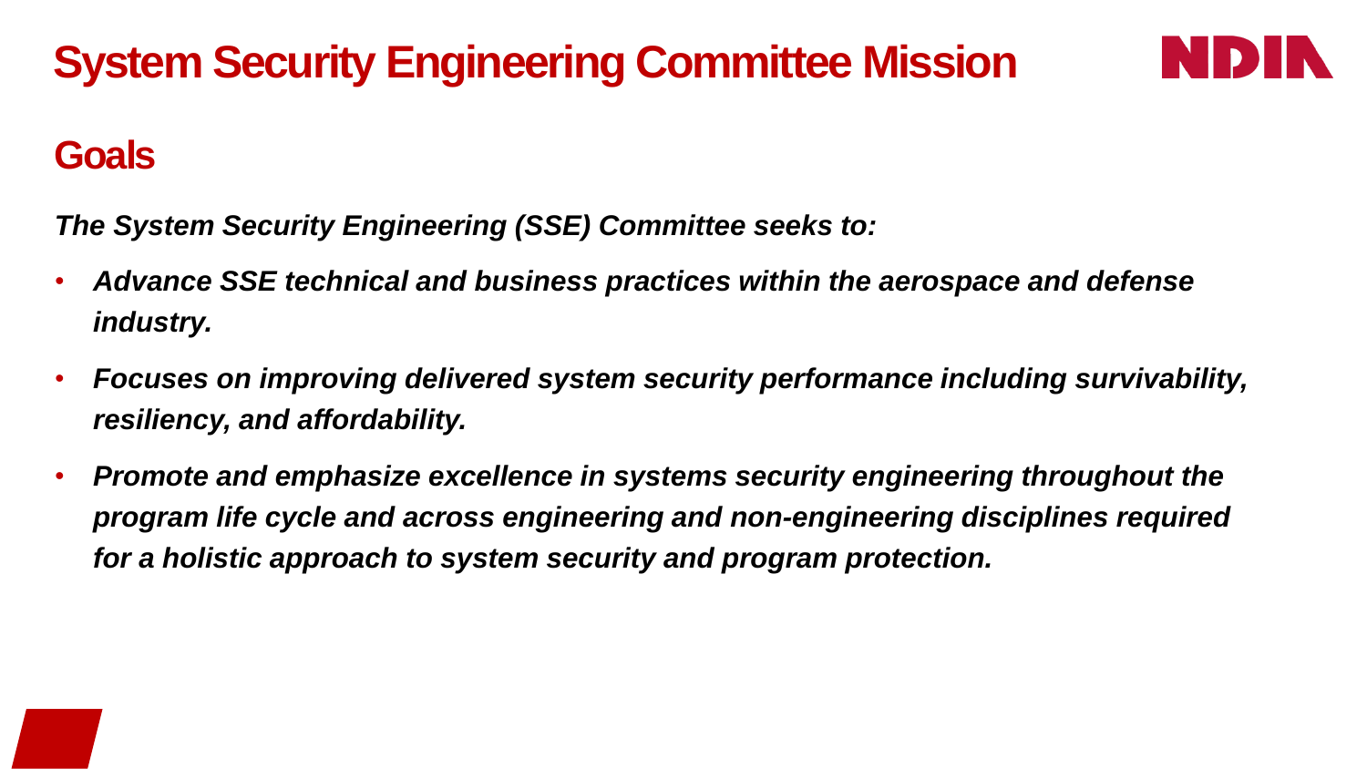# System Security Engineering Committee Mission

## Goals

***The System Security Engineering (SSE) Committee seeks to:***

- ***Advance SSE technical and business practices within the aerospace and defense industry.***
- ***Focuses on improving delivered system security performance including survivability, resiliency, and affordability.***
- ***Promote and emphasize excellence in systems security engineering throughout the program life cycle and across engineering and non-engineering disciplines required for a holistic approach to system security and program protection.***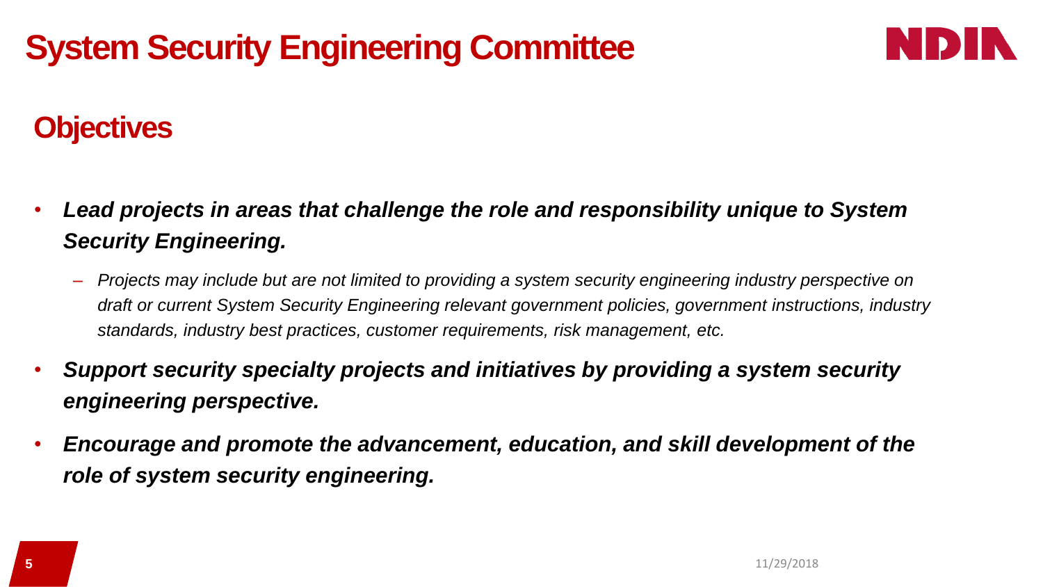# System Security Engineering Committee

## Objectives

- ***Lead projects in areas that challenge the role and responsibility unique to System Security Engineering.***
  - *Projects may include but are not limited to providing a system security engineering industry perspective on draft or current System Security Engineering relevant government policies, government instructions, industry standards, industry best practices, customer requirements, risk management, etc.*
- ***Support security specialty projects and initiatives by providing a system security engineering perspective.***
- ***Encourage and promote the advancement, education, and skill development of the role of system security engineering.***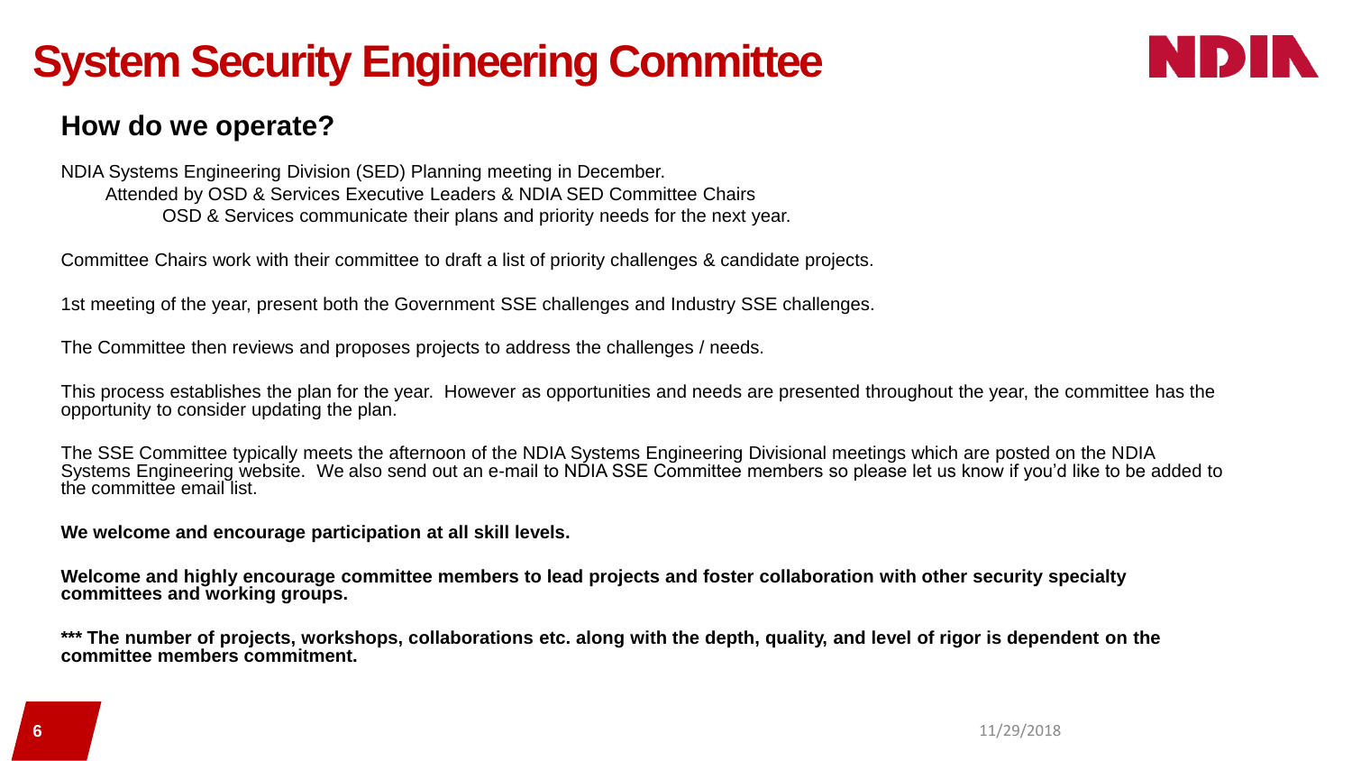# System Security Engineering Committee

## How do we operate?

NDIA Systems Engineering Division (SED) Planning meeting in December.

- Attended by OSD & Services Executive Leaders & NDIA SED Committee Chairs
  - OSD & Services communicate their plans and priority needs for the next year.

Committee Chairs work with their committee to draft a list of priority challenges & candidate projects.

1st meeting of the year, present both the Government SSE challenges and Industry SSE challenges.

The Committee then reviews and proposes projects to address the challenges / needs.

This process establishes the plan for the year. However as opportunities and needs are presented throughout the year, the committee has the opportunity to consider updating the plan.

The SSE Committee typically meets the afternoon of the NDIA Systems Engineering Divisional meetings which are posted on the NDIA Systems Engineering website. We also send out an e-mail to NDIA SSE Committee members so please let us know if you'd like to be added to the committee email list.

**We welcome and encourage participation at all skill levels.**

**Welcome and highly encourage committee members to lead projects and foster collaboration with other security specialty committees and working groups.**

**\*\*\* The number of projects, workshops, collaborations etc. along with the depth, quality, and level of rigor is dependent on the committee members commitment.**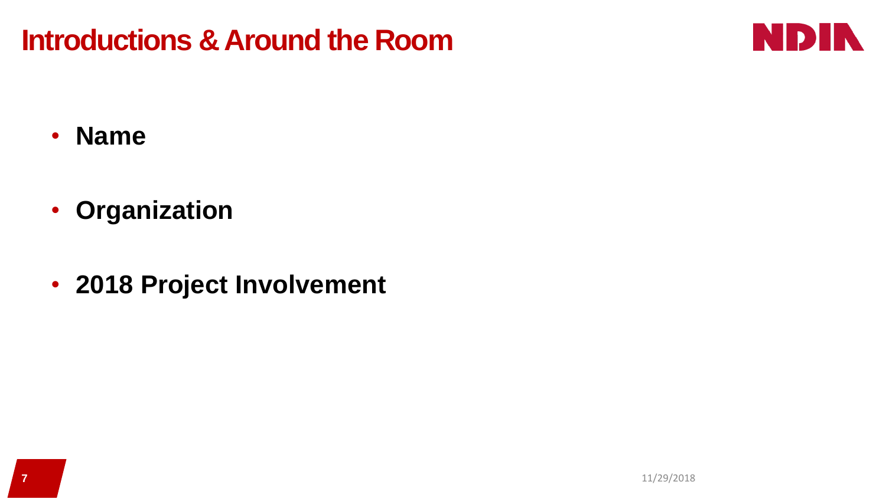# Introductions & Around the Room

- **Name**
- **Organization**
- **2018 Project Involvement**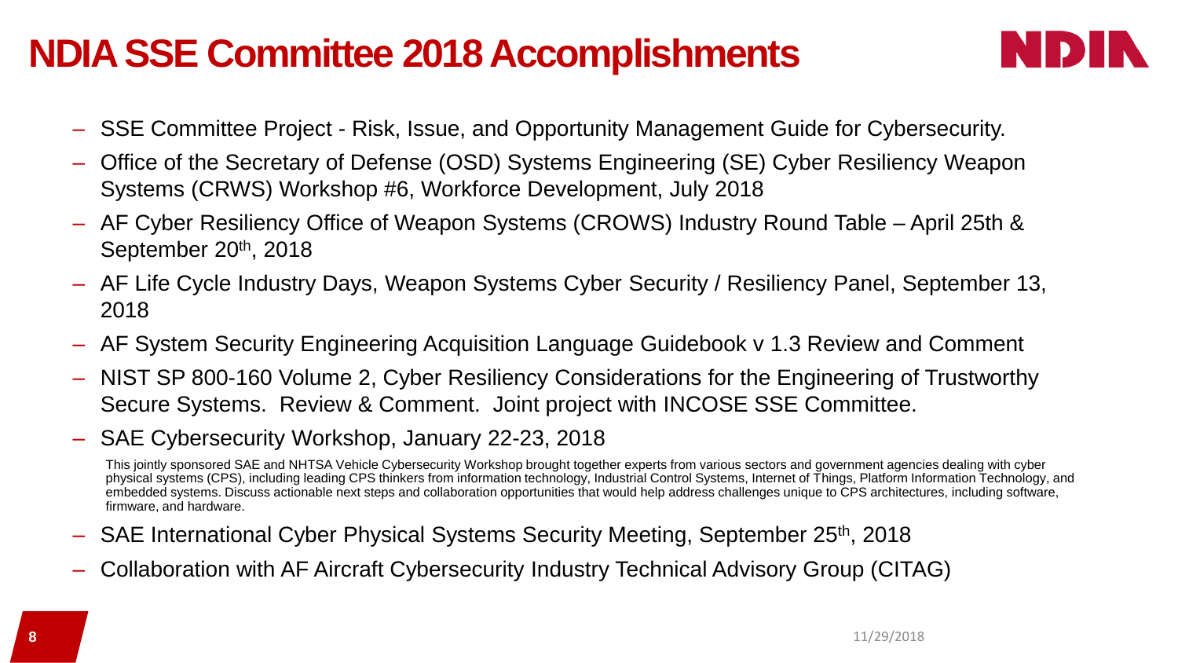# NDIA SSE Committee 2018 Accomplishments

- SSE Committee Project - Risk, Issue, and Opportunity Management Guide for Cybersecurity.
- Office of the Secretary of Defense (OSD) Systems Engineering (SE) Cyber Resiliency Weapon Systems (CRWS) Workshop #6, Workforce Development, July 2018
- AF Cyber Resiliency Office of Weapon Systems (CROWS) Industry Round Table – April 25th & September 20th, 2018
- AF Life Cycle Industry Days, Weapon Systems Cyber Security / Resiliency Panel, September 13, 2018
- AF System Security Engineering Acquisition Language Guidebook v 1.3 Review and Comment
- NIST SP 800-160 Volume 2, Cyber Resiliency Considerations for the Engineering of Trustworthy Secure Systems. Review & Comment. Joint project with INCOSE SSE Committee.
- SAE Cybersecurity Workshop, January 22-23, 2018

  This jointly sponsored SAE and NHTSA Vehicle Cybersecurity Workshop brought together experts from various sectors and government agencies dealing with cyber physical systems (CPS), including leading CPS thinkers from information technology, Industrial Control Systems, Internet of Things, Platform Information Technology, and embedded systems. Discuss actionable next steps and collaboration opportunities that would help address challenges unique to CPS architectures, including software, firmware, and hardware.

- SAE International Cyber Physical Systems Security Meeting, September 25th, 2018
- Collaboration with AF Aircraft Cybersecurity Industry Technical Advisory Group (CITAG)